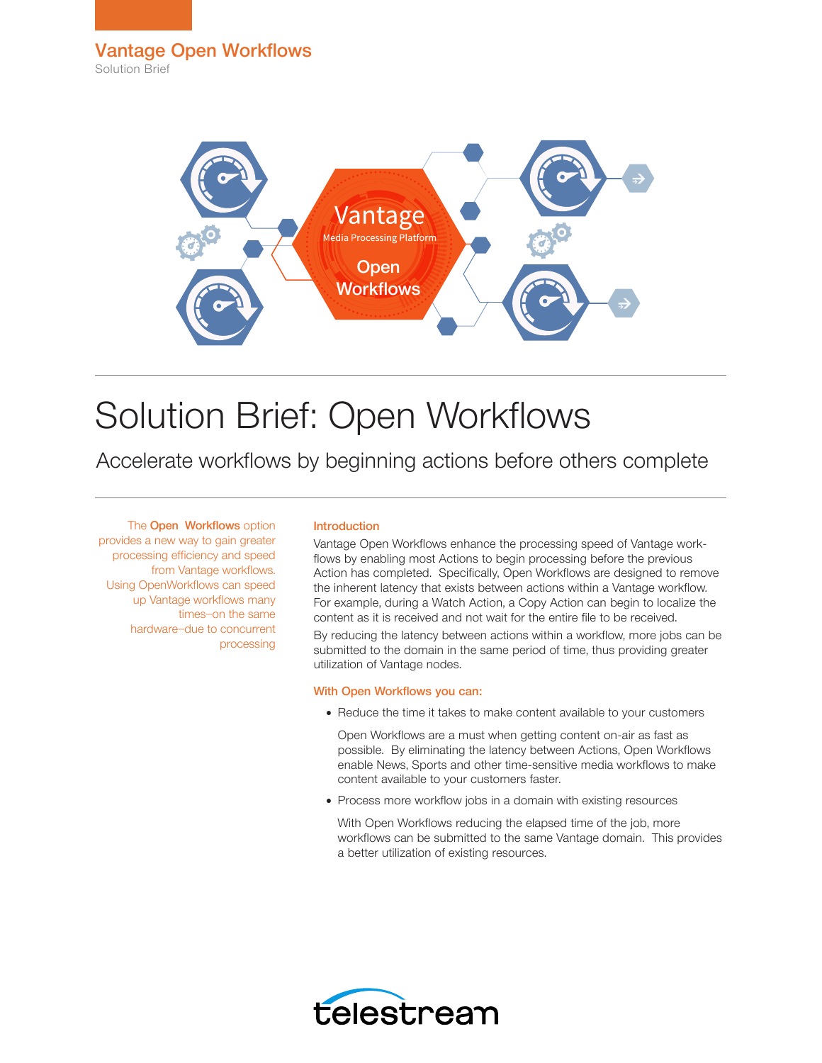# Vantage Open Workflows

Solution Brief

# Solution Brief: Open Workflows

## Accelerate workflows by beginning actions before others complete

The **Open Workflows** option provides a new way to gain greater processing efficiency and speed from Vantage workflows. Using OpenWorkflows can speed up Vantage workflows many times–on the same hardware–due to concurrent processing

### Introduction

Vantage Open Workflows enhance the processing speed of Vantage work-flows by enabling most Actions to begin processing before the previous Action has completed. Specifically, Open Workflows are designed to remove the inherent latency that exists between actions within a Vantage workflow. For example, during a Watch Action, a Copy Action can begin to localize the content as it is received and not wait for the entire file to be received.

By reducing the latency between actions within a workflow, more jobs can be submitted to the domain in the same period of time, thus providing greater utilization of Vantage nodes.

### With Open Workflows you can:

- Reduce the time it takes to make content available to your customers

  Open Workflows are a must when getting content on-air as fast as possible. By eliminating the latency between Actions, Open Workflows enable News, Sports and other time-sensitive media workflows to make content available to your customers faster.

- Process more workflow jobs in a domain with existing resources

  With Open Workflows reducing the elapsed time of the job, more workflows can be submitted to the same Vantage domain. This provides a better utilization of existing resources.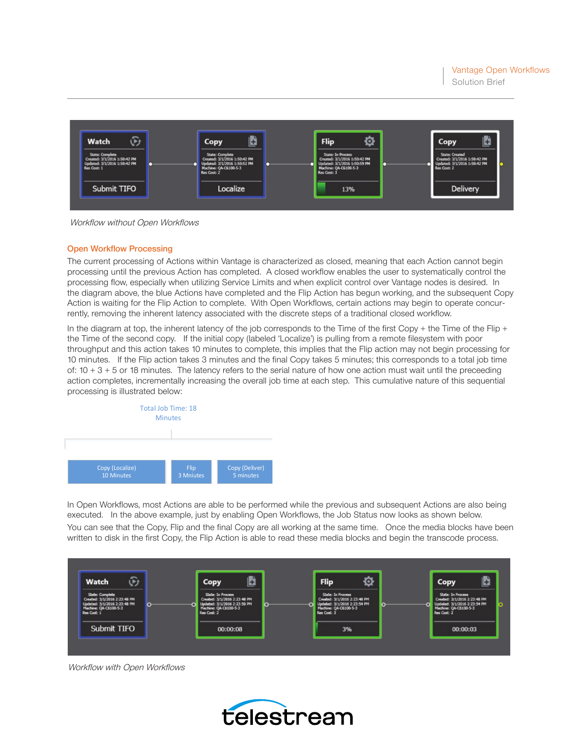*Workflow without Open Workflows*

## Open Workflow Processing

The current processing of Actions within Vantage is characterized as closed, meaning that each Action cannot begin processing until the previous Action has completed. A closed workflow enables the user to systematically control the processing flow, especially when utilizing Service Limits and when explicit control over Vantage nodes is desired. In the diagram above, the blue Actions have completed and the Flip Action has begun working, and the subsequent Copy Action is waiting for the Flip Action to complete. With Open Workflows, certain actions may begin to operate concurrently, removing the inherent latency associated with the discrete steps of a traditional closed workflow.

In the diagram at top, the inherent latency of the job corresponds to the Time of the first Copy + the Time of the Flip + the Time of the second copy. If the initial copy (labeled 'Localize') is pulling from a remote filesystem with poor throughput and this action takes 10 minutes to complete, this implies that the Flip action may not begin processing for 10 minutes. If the Flip action takes 3 minutes and the final Copy takes 5 minutes; this corresponds to a total job time of: 10 + 3 + 5 or 18 minutes. The latency refers to the serial nature of how one action must wait until the preceeding action completes, incrementally increasing the overall job time at each step. This cumulative nature of this sequential processing is illustrated below:

Total Job Time: 18 Minutes

| Copy (Localize) 10 Minutes | Flip 3 Mniutes | Copy (Deliver) 5 minutes |
|---|---|---|

In Open Workflows, most Actions are able to be performed while the previous and subsequent Actions are also being executed. In the above example, just by enabling Open Workflows, the Job Status now looks as shown below.

You can see that the Copy, Flip and the final Copy are all working at the same time. Once the media blocks have been written to disk in the first Copy, the Flip Action is able to read these media blocks and begin the transcode process.

*Workflow with Open Workflows*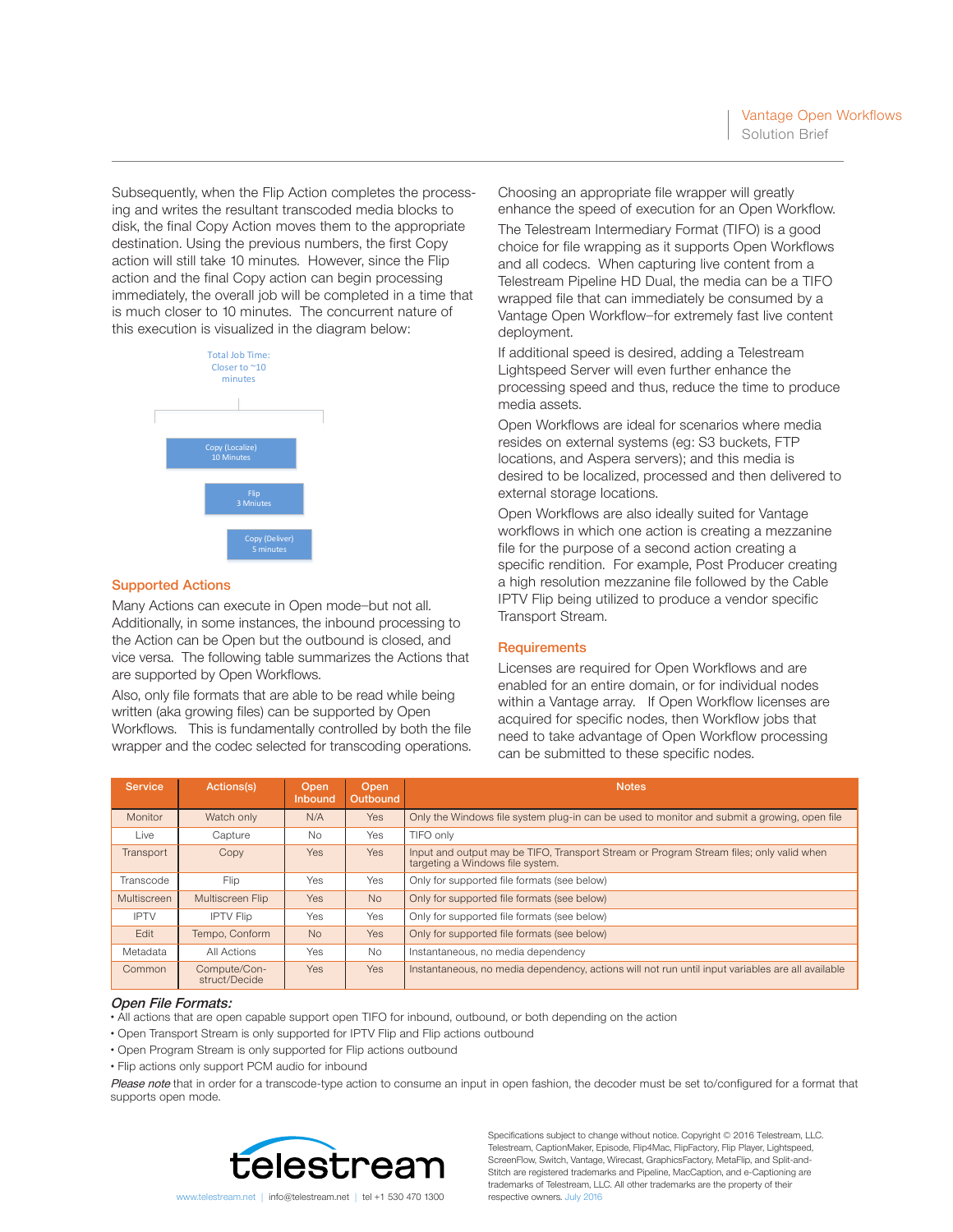Subsequently, when the Flip Action completes the processing and writes the resultant transcoded media blocks to disk, the final Copy Action moves them to the appropriate destination. Using the previous numbers, the first Copy action will still take 10 minutes. However, since the Flip action and the final Copy action can begin processing immediately, the overall job will be completed in a time that is much closer to 10 minutes. The concurrent nature of this execution is visualized in the diagram below:

Total Job Time: Closer to ~10 minutes

Copy (Localize) 10 Minutes

Flip 3 Mniutes

Copy (Deliver) 5 minutes

## Supported Actions

Many Actions can execute in Open mode–but not all. Additionally, in some instances, the inbound processing to the Action can be Open but the outbound is closed, and vice versa. The following table summarizes the Actions that are supported by Open Workflows.

Also, only file formats that are able to be read while being written (aka growing files) can be supported by Open Workflows. This is fundamentally controlled by both the file wrapper and the codec selected for transcoding operations.

Choosing an appropriate file wrapper will greatly enhance the speed of execution for an Open Workflow. The Telestream Intermediary Format (TIFO) is a good choice for file wrapping as it supports Open Workflows and all codecs. When capturing live content from a Telestream Pipeline HD Dual, the media can be a TIFO wrapped file that can immediately be consumed by a Vantage Open Workflow–for extremely fast live content deployment.

If additional speed is desired, adding a Telestream Lightspeed Server will even further enhance the processing speed and thus, reduce the time to produce media assets.

Open Workflows are ideal for scenarios where media resides on external systems (eg: S3 buckets, FTP locations, and Aspera servers); and this media is desired to be localized, processed and then delivered to external storage locations.

Open Workflows are also ideally suited for Vantage workflows in which one action is creating a mezzanine file for the purpose of a second action creating a specific rendition. For example, Post Producer creating a high resolution mezzanine file followed by the Cable IPTV Flip being utilized to produce a vendor specific Transport Stream.

## Requirements

Licenses are required for Open Workflows and are enabled for an entire domain, or for individual nodes within a Vantage array. If Open Workflow licenses are acquired for specific nodes, then Workflow jobs that need to take advantage of Open Workflow processing can be submitted to these specific nodes.

| Service | Actions(s) | Open Inbound | Open Outbound | Notes |
|---|---|---|---|---|
| Monitor | Watch only | N/A | Yes | Only the Windows file system plug-in can be used to monitor and submit a growing, open file |
| Live | Capture | No | Yes | TIFO only |
| Transport | Copy | Yes | Yes | Input and output may be TIFO, Transport Stream or Program Stream files; only valid when targeting a Windows file system. |
| Transcode | Flip | Yes | Yes | Only for supported file formats (see below) |
| Multiscreen | Multiscreen Flip | Yes | No | Only for supported file formats (see below) |
| IPTV | IPTV Flip | Yes | Yes | Only for supported file formats (see below) |
| Edit | Tempo, Conform | No | Yes | Only for supported file formats (see below) |
| Metadata | All Actions | Yes | No | Instantaneous, no media dependency |
| Common | Compute/Construct/Decide | Yes | Yes | Instantaneous, no media dependency, actions will not run until input variables are all available |

### *Open File Formats:*

- All actions that are open capable support open TIFO for inbound, outbound, or both depending on the action
- Open Transport Stream is only supported for IPTV Flip and Flip actions outbound
- Open Program Stream is only supported for Flip actions outbound
- Flip actions only support PCM audio for inbound

*Please note* that in order for a transcode-type action to consume an input in open fashion, the decoder must be set to/configured for a format that supports open mode.

www.telestream.net | info@telestream.net | tel +1 530 470 1300

Specifications subject to change without notice. Copyright © 2016 Telestream, LLC. Telestream, CaptionMaker, Episode, Flip4Mac, FlipFactory, Flip Player, Lightspeed, ScreenFlow, Switch, Vantage, Wirecast, GraphicsFactory, MetaFlip, and Split-and-Stitch are registered trademarks and Pipeline, MacCaption, and e-Captioning are trademarks of Telestream, LLC. All other trademarks are the property of their respective owners. July 2016